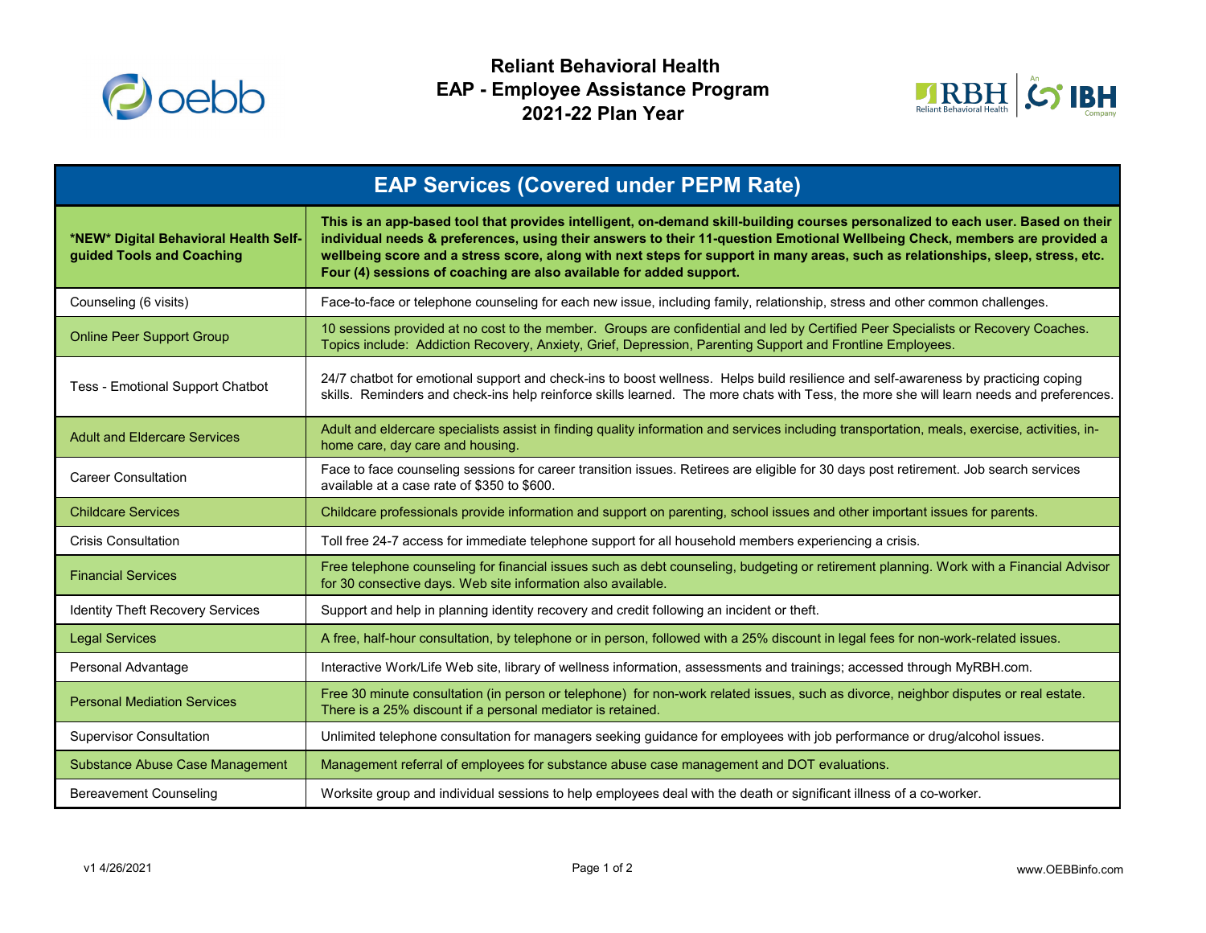# Reliant Behavioral Health
# EAP - Employee Assistance Program
# 2021-22 Plan Year

| EAP Services (Covered under PEPM Rate) | |
|---|---|
| ***NEW* Digital Behavioral Health Self-guided Tools and Coaching** | **This is an app-based tool that provides intelligent, on-demand skill-building courses personalized to each user. Based on their individual needs & preferences, using their answers to their 11-question Emotional Wellbeing Check, members are provided a wellbeing score and a stress score, along with next steps for support in many areas, such as relationships, sleep, stress, etc. Four (4) sessions of coaching are also available for added support.** |
| Counseling (6 visits) | Face-to-face or telephone counseling for each new issue, including family, relationship, stress and other common challenges. |
| Online Peer Support Group | 10 sessions provided at no cost to the member. Groups are confidential and led by Certified Peer Specialists or Recovery Coaches. Topics include: Addiction Recovery, Anxiety, Grief, Depression, Parenting Support and Frontline Employees. |
| Tess - Emotional Support Chatbot | 24/7 chatbot for emotional support and check-ins to boost wellness. Helps build resilience and self-awareness by practicing coping skills. Reminders and check-ins help reinforce skills learned. The more chats with Tess, the more she will learn needs and preferences. |
| Adult and Eldercare Services | Adult and eldercare specialists assist in finding quality information and services including transportation, meals, exercise, activities, in-home care, day care and housing. |
| Career Consultation | Face to face counseling sessions for career transition issues. Retirees are eligible for 30 days post retirement. Job search services available at a case rate of $350 to $600. |
| Childcare Services | Childcare professionals provide information and support on parenting, school issues and other important issues for parents. |
| Crisis Consultation | Toll free 24-7 access for immediate telephone support for all household members experiencing a crisis. |
| Financial Services | Free telephone counseling for financial issues such as debt counseling, budgeting or retirement planning. Work with a Financial Advisor for 30 consective days. Web site information also available. |
| Identity Theft Recovery Services | Support and help in planning identity recovery and credit following an incident or theft. |
| Legal Services | A free, half-hour consultation, by telephone or in person, followed with a 25% discount in legal fees for non-work-related issues. |
| Personal Advantage | Interactive Work/Life Web site, library of wellness information, assessments and trainings; accessed through MyRBH.com. |
| Personal Mediation Services | Free 30 minute consultation (in person or telephone) for non-work related issues, such as divorce, neighbor disputes or real estate. There is a 25% discount if a personal mediator is retained. |
| Supervisor Consultation | Unlimited telephone consultation for managers seeking guidance for employees with job performance or drug/alcohol issues. |
| Substance Abuse Case Management | Management referral of employees for substance abuse case management and DOT evaluations. |
| Bereavement Counseling | Worksite group and individual sessions to help employees deal with the death or significant illness of a co-worker. |

v1 4/26/2021

www.OEBBinfo.com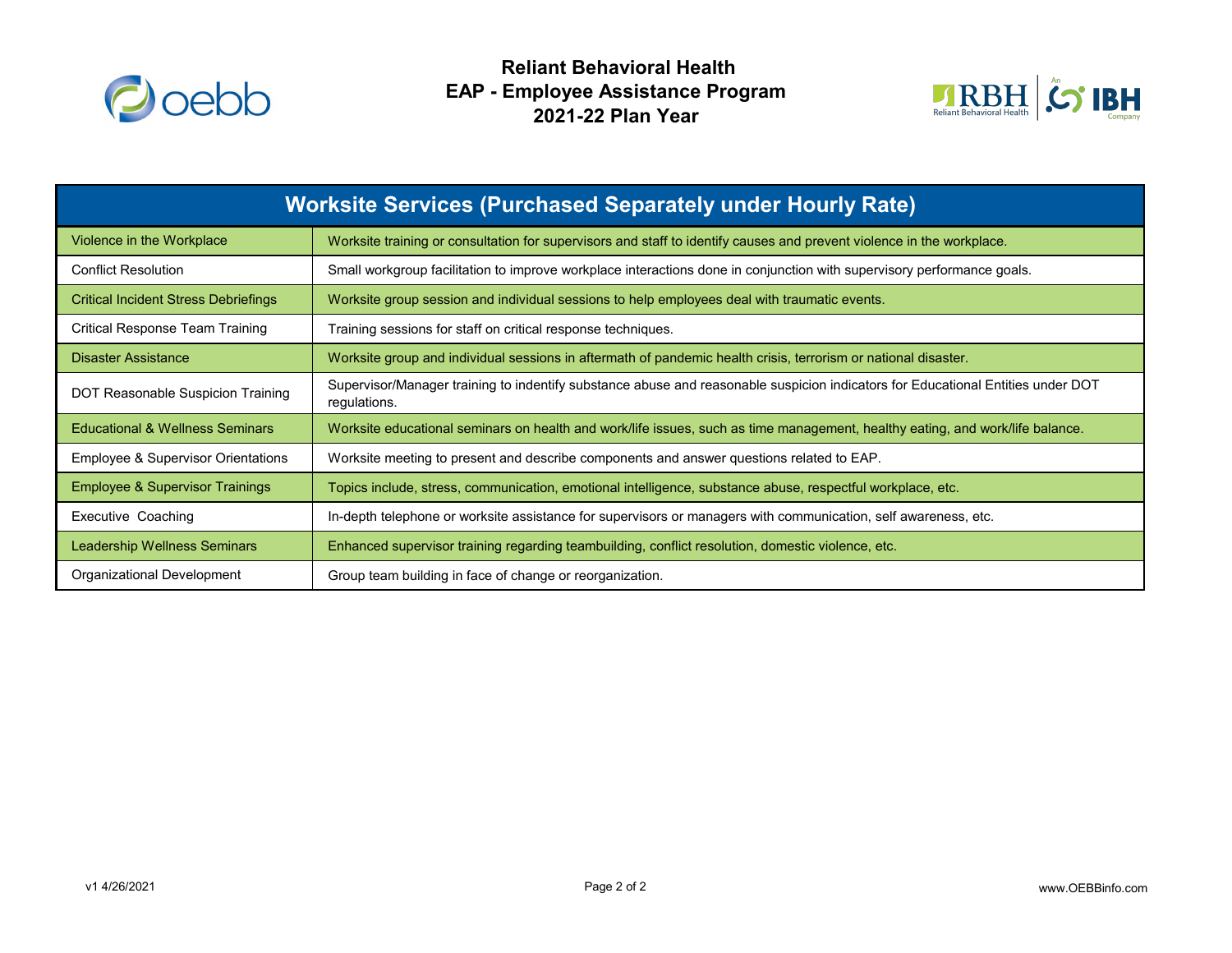# Reliant Behavioral Health
## EAP - Employee Assistance Program
## 2021-22 Plan Year

| Worksite Services (Purchased Separately under Hourly Rate) | |
|---|---|
| Violence in the Workplace | Worksite training or consultation for supervisors and staff to identify causes and prevent violence in the workplace. |
| Conflict Resolution | Small workgroup facilitation to improve workplace interactions done in conjunction with supervisory performance goals. |
| Critical Incident Stress Debriefings | Worksite group session and individual sessions to help employees deal with traumatic events. |
| Critical Response Team Training | Training sessions for staff on critical response techniques. |
| Disaster Assistance | Worksite group and individual sessions in aftermath of pandemic health crisis, terrorism or national disaster. |
| DOT Reasonable Suspicion Training | Supervisor/Manager training to indentify substance abuse and reasonable suspicion indicators for Educational Entities under DOT regulations. |
| Educational & Wellness Seminars | Worksite educational seminars on health and work/life issues, such as time management, healthy eating, and work/life balance. |
| Employee & Supervisor Orientations | Worksite meeting to present and describe components and answer questions related to EAP. |
| Employee & Supervisor Trainings | Topics include, stress, communication, emotional intelligence, substance abuse, respectful workplace, etc. |
| Executive Coaching | In-depth telephone or worksite assistance for supervisors or managers with communication, self awareness, etc. |
| Leadership Wellness Seminars | Enhanced supervisor training regarding teambuilding, conflict resolution, domestic violence, etc. |
| Organizational Development | Group team building in face of change or reorganization. |

v1 4/26/2021

www.OEBBinfo.com